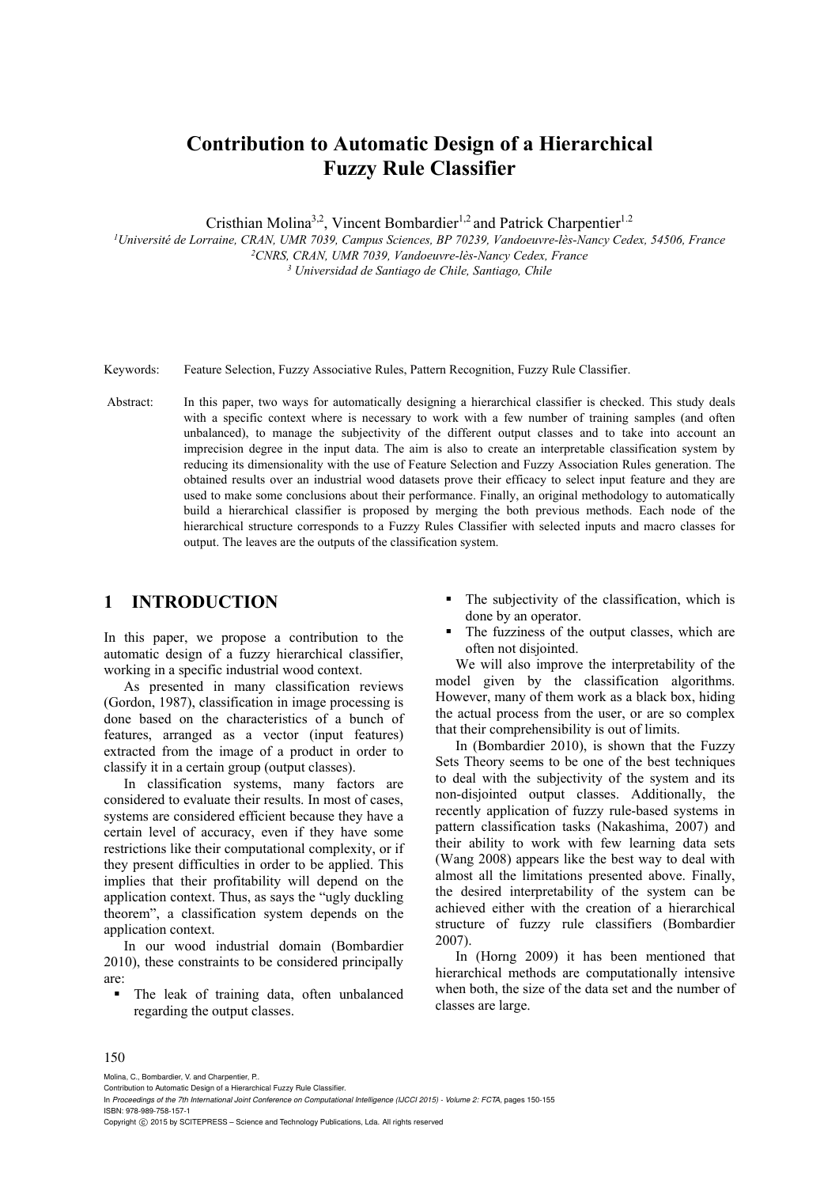# Contribution to Automatic Design of a Hierarchical Fuzzy Rule Classifier

Cristhian Molina[3,2], Vincent Bombardier[1,2] and Patrick Charpentier[1,2]

[1]*Université de Lorraine, CRAN, UMR 7039, Campus Sciences, BP 70239, Vandoeuvre-lès-Nancy Cedex, 54506, France*
[2]*CNRS, CRAN, UMR 7039, Vandoeuvre-lès-Nancy Cedex, France*
[3] *Universidad de Santiago de Chile, Santiago, Chile*

Keywords: Feature Selection, Fuzzy Associative Rules, Pattern Recognition, Fuzzy Rule Classifier.

Abstract: In this paper, two ways for automatically designing a hierarchical classifier is checked. This study deals with a specific context where is necessary to work with a few number of training samples (and often unbalanced), to manage the subjectivity of the different output classes and to take into account an imprecision degree in the input data. The aim is also to create an interpretable classification system by reducing its dimensionality with the use of Feature Selection and Fuzzy Association Rules generation. The obtained results over an industrial wood datasets prove their efficacy to select input feature and they are used to make some conclusions about their performance. Finally, an original methodology to automatically build a hierarchical classifier is proposed by merging the both previous methods. Each node of the hierarchical structure corresponds to a Fuzzy Rules Classifier with selected inputs and macro classes for output. The leaves are the outputs of the classification system.

## 1 INTRODUCTION

In this paper, we propose a contribution to the automatic design of a fuzzy hierarchical classifier, working in a specific industrial wood context.

As presented in many classification reviews (Gordon, 1987), classification in image processing is done based on the characteristics of a bunch of features, arranged as a vector (input features) extracted from the image of a product in order to classify it in a certain group (output classes).

In classification systems, many factors are considered to evaluate their results. In most of cases, systems are considered efficient because they have a certain level of accuracy, even if they have some restrictions like their computational complexity, or if they present difficulties in order to be applied. This implies that their profitability will depend on the application context. Thus, as says the "ugly duckling theorem", a classification system depends on the application context.

In our wood industrial domain (Bombardier 2010), these constraints to be considered principally are:

- The leak of training data, often unbalanced regarding the output classes.
- The subjectivity of the classification, which is done by an operator.
- The fuzziness of the output classes, which are often not disjointed.

We will also improve the interpretability of the model given by the classification algorithms. However, many of them work as a black box, hiding the actual process from the user, or are so complex that their comprehensibility is out of limits.

In (Bombardier 2010), is shown that the Fuzzy Sets Theory seems to be one of the best techniques to deal with the subjectivity of the system and its non-disjointed output classes. Additionally, the recently application of fuzzy rule-based systems in pattern classification tasks (Nakashima, 2007) and their ability to work with few learning data sets (Wang 2008) appears like the best way to deal with almost all the limitations presented above. Finally, the desired interpretability of the system can be achieved either with the creation of a hierarchical structure of fuzzy rule classifiers (Bombardier 2007).

In (Horng 2009) it has been mentioned that hierarchical methods are computationally intensive when both, the size of the data set and the number of classes are large.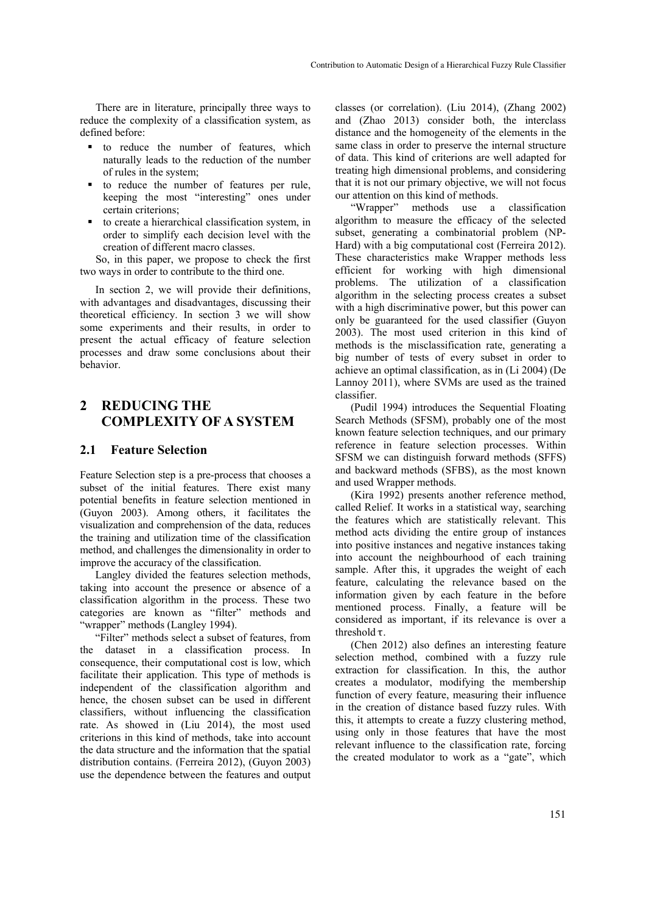There are in literature, principally three ways to reduce the complexity of a classification system, as defined before:

- to reduce the number of features, which naturally leads to the reduction of the number of rules in the system;
- to reduce the number of features per rule, keeping the most "interesting" ones under certain criterions;
- to create a hierarchical classification system, in order to simplify each decision level with the creation of different macro classes.

So, in this paper, we propose to check the first two ways in order to contribute to the third one.

In section 2, we will provide their definitions, with advantages and disadvantages, discussing their theoretical efficiency. In section 3 we will show some experiments and their results, in order to present the actual efficacy of feature selection processes and draw some conclusions about their behavior.

## 2 REDUCING THE COMPLEXITY OF A SYSTEM

### 2.1 Feature Selection

Feature Selection step is a pre-process that chooses a subset of the initial features. There exist many potential benefits in feature selection mentioned in (Guyon 2003). Among others, it facilitates the visualization and comprehension of the data, reduces the training and utilization time of the classification method, and challenges the dimensionality in order to improve the accuracy of the classification.

Langley divided the features selection methods, taking into account the presence or absence of a classification algorithm in the process. These two categories are known as "filter" methods and "wrapper" methods (Langley 1994).

"Filter" methods select a subset of features, from the dataset in a classification process. In consequence, their computational cost is low, which facilitate their application. This type of methods is independent of the classification algorithm and hence, the chosen subset can be used in different classifiers, without influencing the classification rate. As showed in (Liu 2014), the most used criterions in this kind of methods, take into account the data structure and the information that the spatial distribution contains. (Ferreira 2012), (Guyon 2003) use the dependence between the features and output classes (or correlation). (Liu 2014), (Zhang 2002) and (Zhao 2013) consider both, the interclass distance and the homogeneity of the elements in the same class in order to preserve the internal structure of data. This kind of criterions are well adapted for treating high dimensional problems, and considering that it is not our primary objective, we will not focus our attention on this kind of methods.

"Wrapper" methods use a classification algorithm to measure the efficacy of the selected subset, generating a combinatorial problem (NP-Hard) with a big computational cost (Ferreira 2012). These characteristics make Wrapper methods less efficient for working with high dimensional problems. The utilization of a classification algorithm in the selecting process creates a subset with a high discriminative power, but this power can only be guaranteed for the used classifier (Guyon 2003). The most used criterion in this kind of methods is the misclassification rate, generating a big number of tests of every subset in order to achieve an optimal classification, as in (Li 2004) (De Lannoy 2011), where SVMs are used as the trained classifier.

(Pudil 1994) introduces the Sequential Floating Search Methods (SFSM), probably one of the most known feature selection techniques, and our primary reference in feature selection processes. Within SFSM we can distinguish forward methods (SFFS) and backward methods (SFBS), as the most known and used Wrapper methods.

(Kira 1992) presents another reference method, called Relief. It works in a statistical way, searching the features which are statistically relevant. This method acts dividing the entire group of instances into positive instances and negative instances taking into account the neighbourhood of each training sample. After this, it upgrades the weight of each feature, calculating the relevance based on the information given by each feature in the before mentioned process. Finally, a feature will be considered as important, if its relevance is over a threshold $\tau$.

(Chen 2012) also defines an interesting feature selection method, combined with a fuzzy rule extraction for classification. In this, the author creates a modulator, modifying the membership function of every feature, measuring their influence in the creation of distance based fuzzy rules. With this, it attempts to create a fuzzy clustering method, using only in those features that have the most relevant influence to the classification rate, forcing the created modulator to work as a "gate", which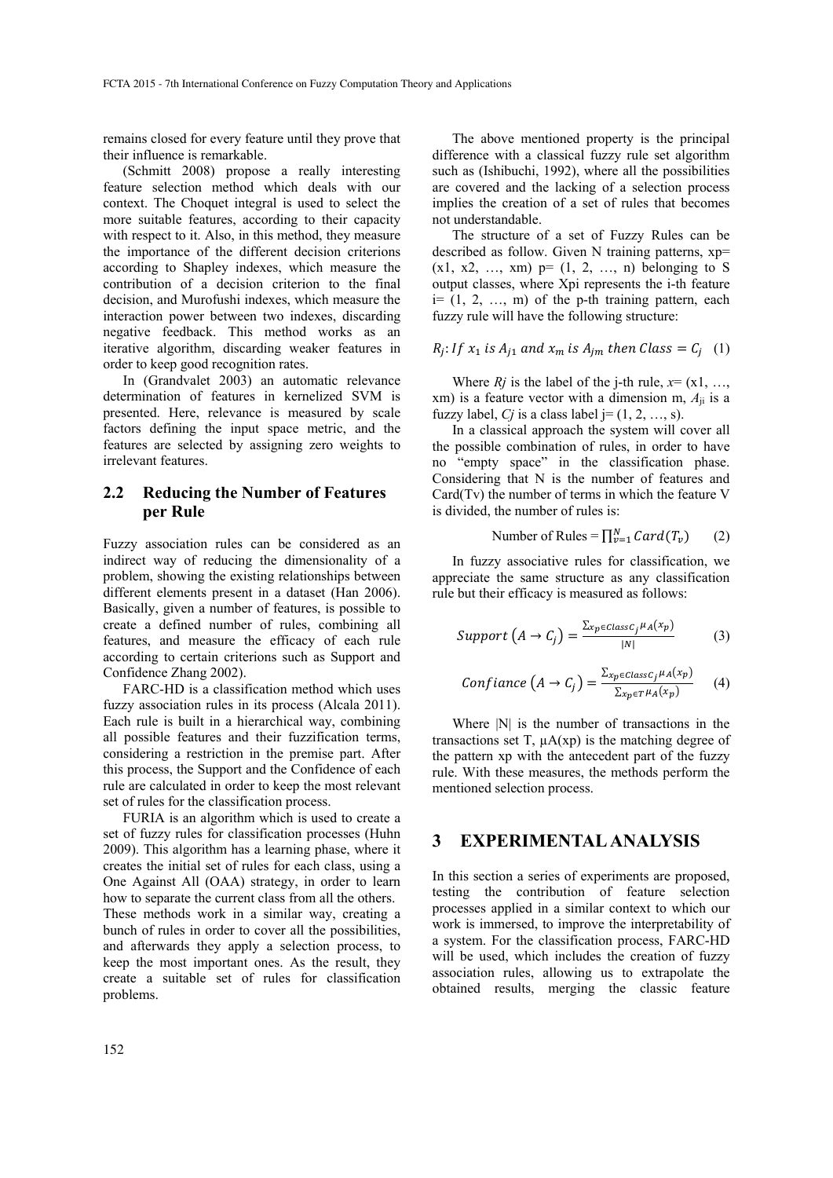remains closed for every feature until they prove that their influence is remarkable.

(Schmitt 2008) propose a really interesting feature selection method which deals with our context. The Choquet integral is used to select the more suitable features, according to their capacity with respect to it. Also, in this method, they measure the importance of the different decision criterions according to Shapley indexes, which measure the contribution of a decision criterion to the final decision, and Murofushi indexes, which measure the interaction power between two indexes, discarding negative feedback. This method works as an iterative algorithm, discarding weaker features in order to keep good recognition rates.

In (Grandvalet 2003) an automatic relevance determination of features in kernelized SVM is presented. Here, relevance is measured by scale factors defining the input space metric, and the features are selected by assigning zero weights to irrelevant features.

## 2.2 Reducing the Number of Features per Rule

Fuzzy association rules can be considered as an indirect way of reducing the dimensionality of a problem, showing the existing relationships between different elements present in a dataset (Han 2006). Basically, given a number of features, is possible to create a defined number of rules, combining all features, and measure the efficacy of each rule according to certain criterions such as Support and Confidence Zhang 2002).

FARC-HD is a classification method which uses fuzzy association rules in its process (Alcala 2011). Each rule is built in a hierarchical way, combining all possible features and their fuzzification terms, considering a restriction in the premise part. After this process, the Support and the Confidence of each rule are calculated in order to keep the most relevant set of rules for the classification process.

FURIA is an algorithm which is used to create a set of fuzzy rules for classification processes (Huhn 2009). This algorithm has a learning phase, where it creates the initial set of rules for each class, using a One Against All (OAA) strategy, in order to learn how to separate the current class from all the others. These methods work in a similar way, creating a bunch of rules in order to cover all the possibilities, and afterwards they apply a selection process, to keep the most important ones. As the result, they create a suitable set of rules for classification problems.

The above mentioned property is the principal difference with a classical fuzzy rule set algorithm such as (Ishibuchi, 1992), where all the possibilities are covered and the lacking of a selection process implies the creation of a set of rules that becomes not understandable.

The structure of a set of Fuzzy Rules can be described as follow. Given N training patterns, xp= (x1, x2, …, xm) p= (1, 2, …, n) belonging to S output classes, where Xpi represents the i-th feature i= (1, 2, …, m) of the p-th training pattern, each fuzzy rule will have the following structure:

$$R_j: If\ x_1\ is\ A_{j1}\ and\ x_m\ is\ A_{jm}\ then\ Class = C_j \quad (1)$$

Where $Rj$ is the label of the j-th rule, $x$= (x1, …, xm) is a feature vector with a dimension m, $A_{ji}$ is a fuzzy label, $Cj$ is a class label j= (1, 2, …, s).

In a classical approach the system will cover all the possible combination of rules, in order to have no "empty space" in the classification phase. Considering that N is the number of features and Card(Tv) the number of terms in which the feature V is divided, the number of rules is:

$$\text{Number of Rules} = \prod_{v=1}^{N} Card(T_v) \quad (2)$$

In fuzzy associative rules for classification, we appreciate the same structure as any classification rule but their efficacy is measured as follows:

$$Support\left(A \rightarrow C_j\right) = \frac{\sum_{x_p \in Class C_j} \mu_A(x_p)}{|N|} \quad (3)$$

$$Confiance\left(A \rightarrow C_j\right) = \frac{\sum_{x_p \in Class C_j} \mu_A(x_p)}{\sum_{x_p \in T} \mu_A(x_p)} \quad (4)$$

Where |N| is the number of transactions in the transactions set T, μA(xp) is the matching degree of the pattern xp with the antecedent part of the fuzzy rule. With these measures, the methods perform the mentioned selection process.

# 3 EXPERIMENTAL ANALYSIS

In this section a series of experiments are proposed, testing the contribution of feature selection processes applied in a similar context to which our work is immersed, to improve the interpretability of a system. For the classification process, FARC-HD will be used, which includes the creation of fuzzy association rules, allowing us to extrapolate the obtained results, merging the classic feature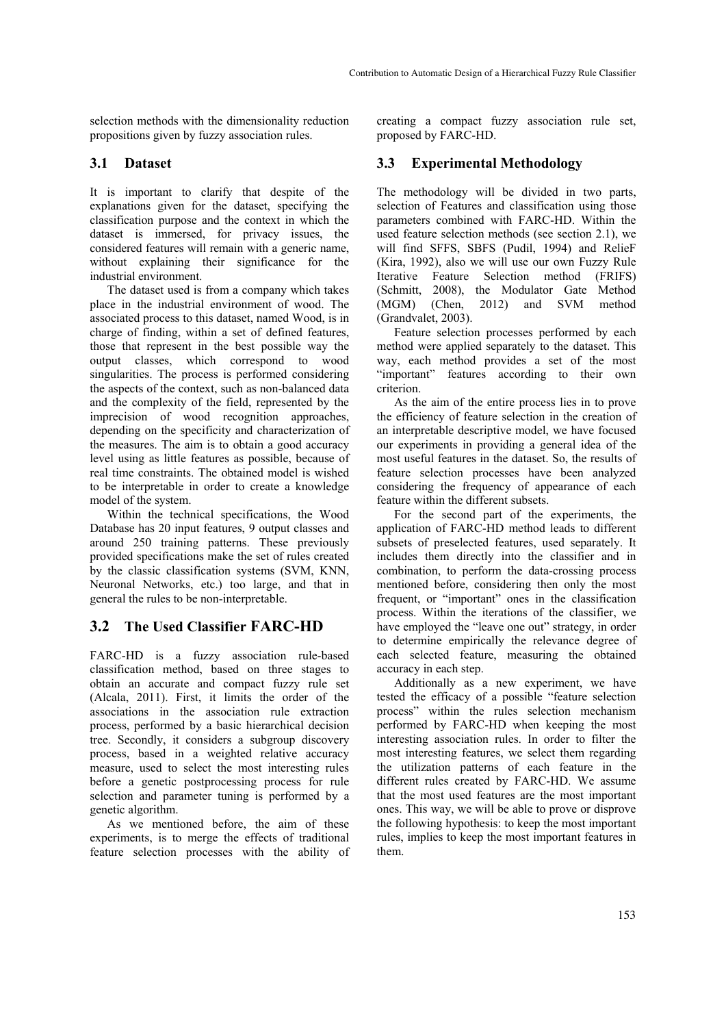selection methods with the dimensionality reduction propositions given by fuzzy association rules.

### 3.1 Dataset

It is important to clarify that despite of the explanations given for the dataset, specifying the classification purpose and the context in which the dataset is immersed, for privacy issues, the considered features will remain with a generic name, without explaining their significance for the industrial environment.

The dataset used is from a company which takes place in the industrial environment of wood. The associated process to this dataset, named Wood, is in charge of finding, within a set of defined features, those that represent in the best possible way the output classes, which correspond to wood singularities. The process is performed considering the aspects of the context, such as non-balanced data and the complexity of the field, represented by the imprecision of wood recognition approaches, depending on the specificity and characterization of the measures. The aim is to obtain a good accuracy level using as little features as possible, because of real time constraints. The obtained model is wished to be interpretable in order to create a knowledge model of the system.

Within the technical specifications, the Wood Database has 20 input features, 9 output classes and around 250 training patterns. These previously provided specifications make the set of rules created by the classic classification systems (SVM, KNN, Neuronal Networks, etc.) too large, and that in general the rules to be non-interpretable.

### 3.2 The Used Classifier FARC-HD

FARC-HD is a fuzzy association rule-based classification method, based on three stages to obtain an accurate and compact fuzzy rule set (Alcala, 2011). First, it limits the order of the associations in the association rule extraction process, performed by a basic hierarchical decision tree. Secondly, it considers a subgroup discovery process, based in a weighted relative accuracy measure, used to select the most interesting rules before a genetic postprocessing process for rule selection and parameter tuning is performed by a genetic algorithm.

As we mentioned before, the aim of these experiments, is to merge the effects of traditional feature selection processes with the ability of creating a compact fuzzy association rule set, proposed by FARC-HD.

### 3.3 Experimental Methodology

The methodology will be divided in two parts, selection of Features and classification using those parameters combined with FARC-HD. Within the used feature selection methods (see section 2.1), we will find SFFS, SBFS (Pudil, 1994) and RelieF (Kira, 1992), also we will use our own Fuzzy Rule Iterative Feature Selection method (FRIFS) (Schmitt, 2008), the Modulator Gate Method (MGM) (Chen, 2012) and SVM method (Grandvalet, 2003).

Feature selection processes performed by each method were applied separately to the dataset. This way, each method provides a set of the most "important" features according to their own criterion.

As the aim of the entire process lies in to prove the efficiency of feature selection in the creation of an interpretable descriptive model, we have focused our experiments in providing a general idea of the most useful features in the dataset. So, the results of feature selection processes have been analyzed considering the frequency of appearance of each feature within the different subsets.

For the second part of the experiments, the application of FARC-HD method leads to different subsets of preselected features, used separately. It includes them directly into the classifier and in combination, to perform the data-crossing process mentioned before, considering then only the most frequent, or "important" ones in the classification process. Within the iterations of the classifier, we have employed the "leave one out" strategy, in order to determine empirically the relevance degree of each selected feature, measuring the obtained accuracy in each step.

Additionally as a new experiment, we have tested the efficacy of a possible "feature selection process" within the rules selection mechanism performed by FARC-HD when keeping the most interesting association rules. In order to filter the most interesting features, we select them regarding the utilization patterns of each feature in the different rules created by FARC-HD. We assume that the most used features are the most important ones. This way, we will be able to prove or disprove the following hypothesis: to keep the most important rules, implies to keep the most important features in them.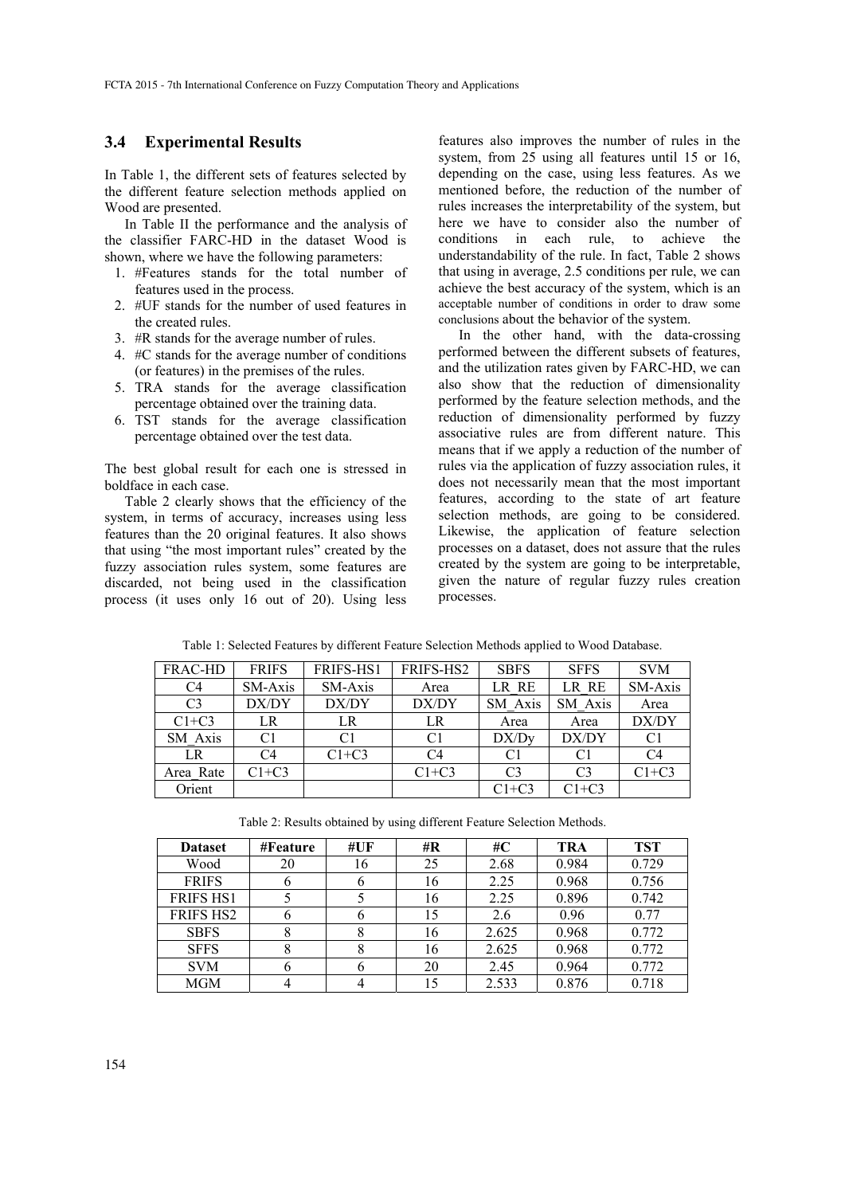### 3.4 Experimental Results

In Table 1, the different sets of features selected by the different feature selection methods applied on Wood are presented.

In Table II the performance and the analysis of the classifier FARC-HD in the dataset Wood is shown, where we have the following parameters:

1. #Features stands for the total number of features used in the process.
2. #UF stands for the number of used features in the created rules.
3. #R stands for the average number of rules.
4. #C stands for the average number of conditions (or features) in the premises of the rules.
5. TRA stands for the average classification percentage obtained over the training data.
6. TST stands for the average classification percentage obtained over the test data.

The best global result for each one is stressed in boldface in each case.

Table 2 clearly shows that the efficiency of the system, in terms of accuracy, increases using less features than the 20 original features. It also shows that using "the most important rules" created by the fuzzy association rules system, some features are discarded, not being used in the classification process (it uses only 16 out of 20). Using less features also improves the number of rules in the system, from 25 using all features until 15 or 16, depending on the case, using less features. As we mentioned before, the reduction of the number of rules increases the interpretability of the system, but here we have to consider also the number of conditions in each rule, to achieve the understandability of the rule. In fact, Table 2 shows that using in average, 2.5 conditions per rule, we can achieve the best accuracy of the system, which is an acceptable number of conditions in order to draw some conclusions about the behavior of the system.

In the other hand, with the data-crossing performed between the different subsets of features, and the utilization rates given by FARC-HD, we can also show that the reduction of dimensionality performed by the feature selection methods, and the reduction of dimensionality performed by fuzzy associative rules are from different nature. This means that if we apply a reduction of the number of rules via the application of fuzzy association rules, it does not necessarily mean that the most important features, according to the state of art feature selection methods, are going to be considered. Likewise, the application of feature selection processes on a dataset, does not assure that the rules created by the system are going to be interpretable, given the nature of regular fuzzy rules creation processes.

Table 1: Selected Features by different Feature Selection Methods applied to Wood Database.

| FRAC-HD | FRIFS | FRIFS-HS1 | FRIFS-HS2 | SBFS | SFFS | SVM |
|---|---|---|---|---|---|---|
| C4 | SM-Axis | SM-Axis | Area | LR_RE | LR_RE | SM-Axis |
| C3 | DX/DY | DX/DY | DX/DY | SM_Axis | SM_Axis | Area |
| C1+C3 | LR | LR | LR | Area | Area | DX/DY |
| SM_Axis | C1 | C1 | C1 | DX/Dy | DX/DY | C1 |
| LR | C4 | C1+C3 | C4 | C1 | C1 | C4 |
| Area_Rate | C1+C3 | | C1+C3 | C3 | C3 | C1+C3 |
| Orient | | | | C1+C3 | C1+C3 | |

Table 2: Results obtained by using different Feature Selection Methods.

| **Dataset** | **#Feature** | **#UF** | **#R** | **#C** | **TRA** | **TST** |
|---|---|---|---|---|---|---|
| Wood | 20 | 16 | 25 | 2.68 | 0.984 | 0.729 |
| FRIFS | 6 | 6 | 16 | 2.25 | 0.968 | 0.756 |
| FRIFS HS1 | 5 | 5 | 16 | 2.25 | 0.896 | 0.742 |
| FRIFS HS2 | 6 | 6 | 15 | 2.6 | 0.96 | 0.77 |
| SBFS | 8 | 8 | 16 | 2.625 | 0.968 | 0.772 |
| SFFS | 8 | 8 | 16 | 2.625 | 0.968 | 0.772 |
| SVM | 6 | 6 | 20 | 2.45 | 0.964 | 0.772 |
| MGM | 4 | 4 | 15 | 2.533 | 0.876 | 0.718 |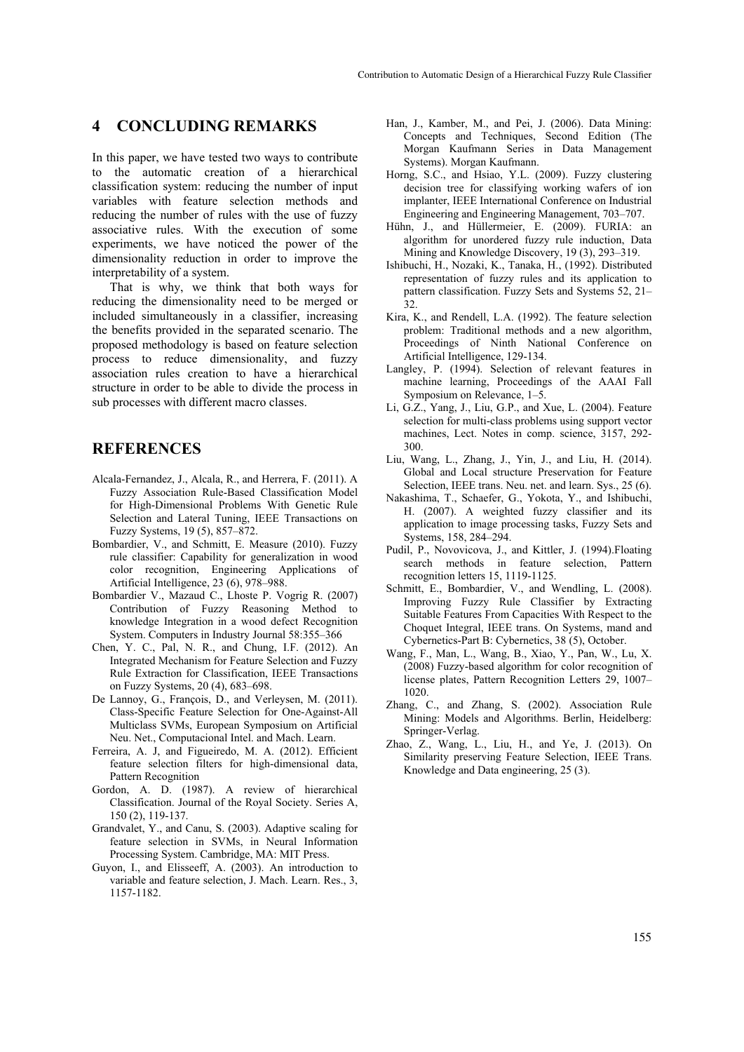## 4 CONCLUDING REMARKS

In this paper, we have tested two ways to contribute to the automatic creation of a hierarchical classification system: reducing the number of input variables with feature selection methods and reducing the number of rules with the use of fuzzy associative rules. With the execution of some experiments, we have noticed the power of the dimensionality reduction in order to improve the interpretability of a system.

That is why, we think that both ways for reducing the dimensionality need to be merged or included simultaneously in a classifier, increasing the benefits provided in the separated scenario. The proposed methodology is based on feature selection process to reduce dimensionality, and fuzzy association rules creation to have a hierarchical structure in order to be able to divide the process in sub processes with different macro classes.

## REFERENCES

Alcala-Fernandez, J., Alcala, R., and Herrera, F. (2011). A Fuzzy Association Rule-Based Classification Model for High-Dimensional Problems With Genetic Rule Selection and Lateral Tuning, IEEE Transactions on Fuzzy Systems, 19 (5), 857–872.

Bombardier, V., and Schmitt, E. Measure (2010). Fuzzy rule classifier: Capability for generalization in wood color recognition, Engineering Applications of Artificial Intelligence, 23 (6), 978–988.

Bombardier V., Mazaud C., Lhoste P. Vogrig R. (2007) Contribution of Fuzzy Reasoning Method to knowledge Integration in a wood defect Recognition System. Computers in Industry Journal 58:355–366

Chen, Y. C., Pal, N. R., and Chung, I.F. (2012). An Integrated Mechanism for Feature Selection and Fuzzy Rule Extraction for Classification, IEEE Transactions on Fuzzy Systems, 20 (4), 683–698.

De Lannoy, G., François, D., and Verleysen, M. (2011). Class-Specific Feature Selection for One-Against-All Multiclass SVMs, European Symposium on Artificial Neu. Net., Computacional Intel. and Mach. Learn.

Ferreira, A. J, and Figueiredo, M. A. (2012). Efficient feature selection filters for high-dimensional data, Pattern Recognition

Gordon, A. D. (1987). A review of hierarchical Classification. Journal of the Royal Society. Series A, 150 (2), 119-137.

Grandvalet, Y., and Canu, S. (2003). Adaptive scaling for feature selection in SVMs, in Neural Information Processing System. Cambridge, MA: MIT Press.

Guyon, I., and Elisseeff, A. (2003). An introduction to variable and feature selection, J. Mach. Learn. Res., 3, 1157-1182.

Han, J., Kamber, M., and Pei, J. (2006). Data Mining: Concepts and Techniques, Second Edition (The Morgan Kaufmann Series in Data Management Systems). Morgan Kaufmann.

Horng, S.C., and Hsiao, Y.L. (2009). Fuzzy clustering decision tree for classifying working wafers of ion implanter, IEEE International Conference on Industrial Engineering and Engineering Management, 703–707.

Hühn, J., and Hüllermeier, E. (2009). FURIA: an algorithm for unordered fuzzy rule induction, Data Mining and Knowledge Discovery, 19 (3), 293–319.

Ishibuchi, H., Nozaki, K., Tanaka, H., (1992). Distributed representation of fuzzy rules and its application to pattern classification. Fuzzy Sets and Systems 52, 21–32.

Kira, K., and Rendell, L.A. (1992). The feature selection problem: Traditional methods and a new algorithm, Proceedings of Ninth National Conference on Artificial Intelligence, 129-134.

Langley, P. (1994). Selection of relevant features in machine learning, Proceedings of the AAAI Fall Symposium on Relevance, 1–5.

Li, G.Z., Yang, J., Liu, G.P., and Xue, L. (2004). Feature selection for multi-class problems using support vector machines, Lect. Notes in comp. science, 3157, 292-300.

Liu, Wang, L., Zhang, J., Yin, J., and Liu, H. (2014). Global and Local structure Preservation for Feature Selection, IEEE trans. Neu. net. and learn. Sys., 25 (6).

Nakashima, T., Schaefer, G., Yokota, Y., and Ishibuchi, H. (2007). A weighted fuzzy classifier and its application to image processing tasks, Fuzzy Sets and Systems, 158, 284–294.

Pudil, P., Novovicova, J., and Kittler, J. (1994).Floating search methods in feature selection, Pattern recognition letters 15, 1119-1125.

Schmitt, E., Bombardier, V., and Wendling, L. (2008). Improving Fuzzy Rule Classifier by Extracting Suitable Features From Capacities With Respect to the Choquet Integral, IEEE trans. On Systems, mand and Cybernetics-Part B: Cybernetics, 38 (5), October.

Wang, F., Man, L., Wang, B., Xiao, Y., Pan, W., Lu, X. (2008) Fuzzy-based algorithm for color recognition of license plates, Pattern Recognition Letters 29, 1007–1020.

Zhang, C., and Zhang, S. (2002). Association Rule Mining: Models and Algorithms. Berlin, Heidelberg: Springer-Verlag.

Zhao, Z., Wang, L., Liu, H., and Ye, J. (2013). On Similarity preserving Feature Selection, IEEE Trans. Knowledge and Data engineering, 25 (3).